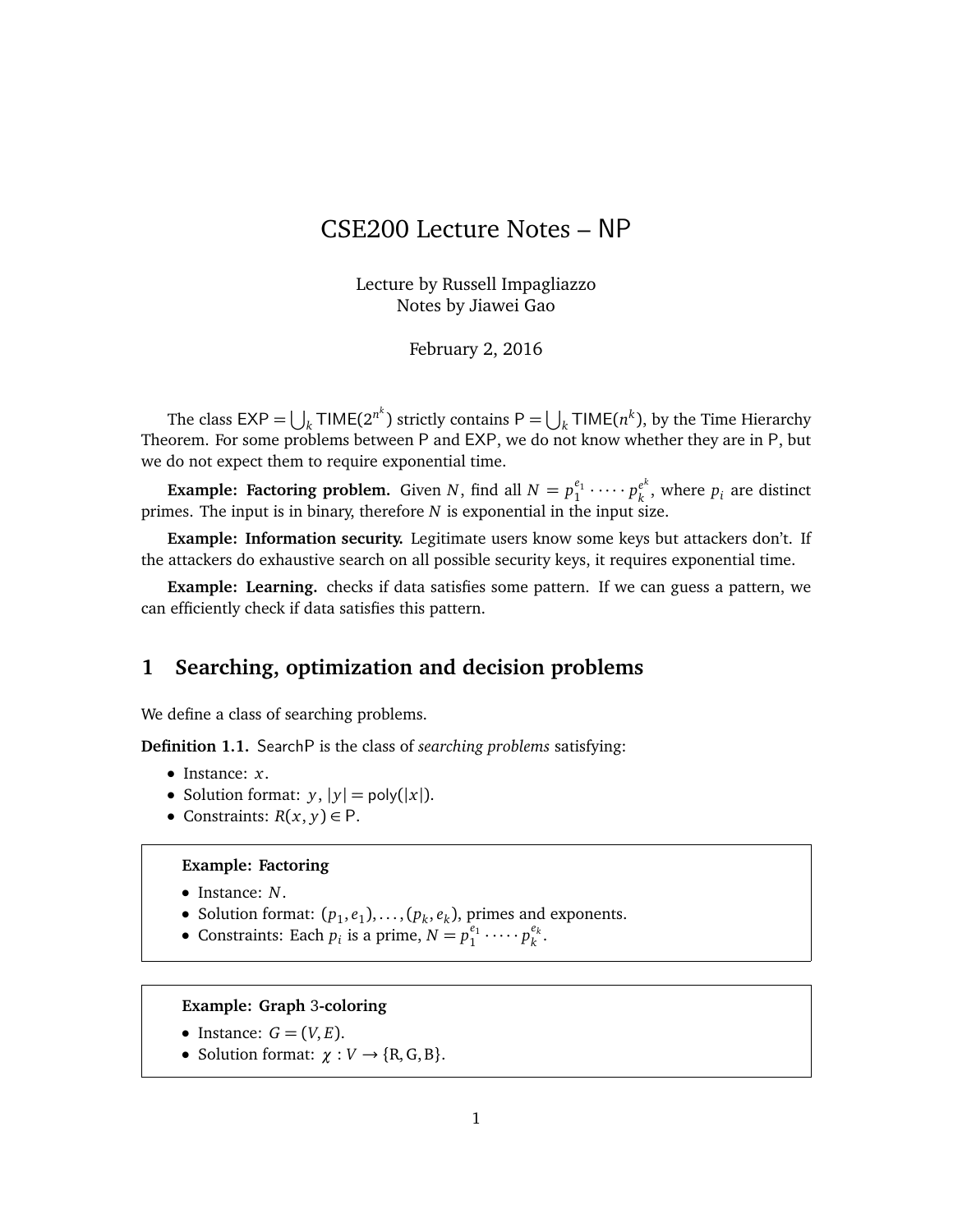# CSE200 Lecture Notes – NP

Lecture by Russell Impagliazzo
Notes by Jiawei Gao

February 2, 2016

The class $\mathsf{EXP} = \bigcup_k \mathsf{TIME}(2^{n^k})$ strictly contains $\mathsf{P} = \bigcup_k \mathsf{TIME}(n^k)$, by the Time Hierarchy Theorem. For some problems between P and EXP, we do not know whether they are in P, but we do not expect them to require exponential time.

**Example: Factoring problem.** Given $N$, find all $N = p_1^{e_1} \cdot \dots \cdot p_k^{e_k}$, where $p_i$ are distinct primes. The input is in binary, therefore $N$ is exponential in the input size.

**Example: Information security.** Legitimate users know some keys but attackers don't. If the attackers do exhaustive search on all possible security keys, it requires exponential time.

**Example: Learning.** checks if data satisfies some pattern. If we can guess a pattern, we can efficiently check if data satisfies this pattern.

## 1 Searching, optimization and decision problems

We define a class of searching problems.

**Definition 1.1.** SearchP is the class of *searching problems* satisfying:

- Instance: $x$.
- Solution format: $y$, $|y| = \mathsf{poly}(|x|)$.
- Constraints: $R(x, y) \in \mathsf{P}$.

**Example: Factoring**

- Instance: $N$.
- Solution format: $(p_1, e_1), \dots, (p_k, e_k)$, primes and exponents.
- Constraints: Each $p_i$ is a prime, $N = p_1^{e_1} \cdot \dots \cdot p_k^{e_k}$.

**Example: Graph 3-coloring**

- Instance: $G = (V, E)$.
- Solution format: $\chi : V \to \{\mathrm{R}, \mathrm{G}, \mathrm{B}\}$.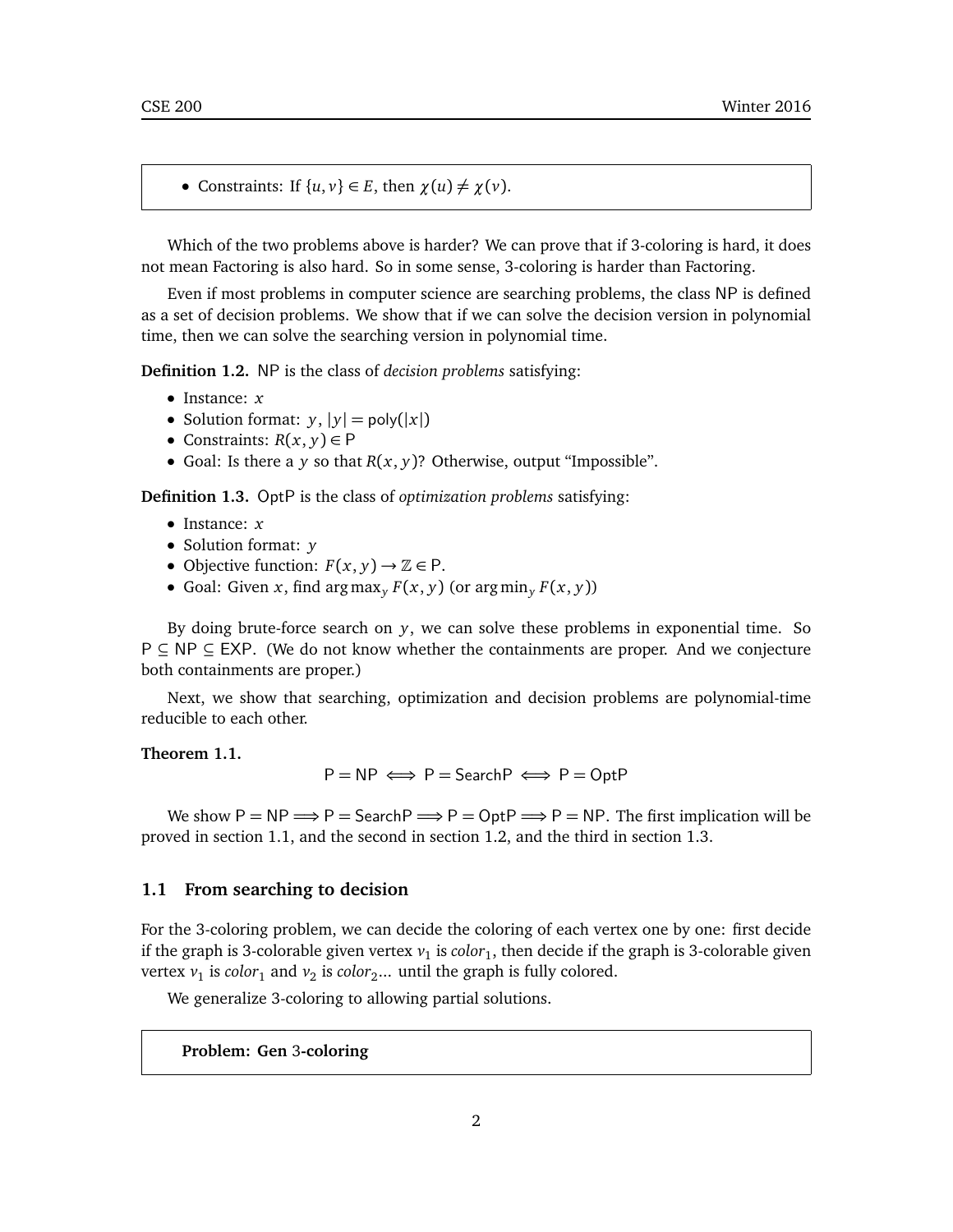- Constraints: If $\{u, v\} \in E$, then $\chi(u) \neq \chi(v)$.

Which of the two problems above is harder? We can prove that if 3-coloring is hard, it does not mean Factoring is also hard. So in some sense, 3-coloring is harder than Factoring.

Even if most problems in computer science are searching problems, the class NP is defined as a set of decision problems. We show that if we can solve the decision version in polynomial time, then we can solve the searching version in polynomial time.

**Definition 1.2.** NP is the class of *decision problems* satisfying:

- Instance: $x$
- Solution format: $y$, $|y| = \text{poly}(|x|)$
- Constraints: $R(x, y) \in \text{P}$
- Goal: Is there a $y$ so that $R(x, y)$? Otherwise, output "Impossible".

**Definition 1.3.** OptP is the class of *optimization problems* satisfying:

- Instance: $x$
- Solution format: $y$
- Objective function: $F(x, y) \rightarrow \mathbb{Z} \in \text{P}$.
- Goal: Given $x$, find $\arg\max_y F(x, y)$ (or $\arg\min_y F(x, y)$)

By doing brute-force search on $y$, we can solve these problems in exponential time. So $\text{P} \subseteq \text{NP} \subseteq \text{EXP}$. (We do not know whether the containments are proper. And we conjecture both containments are proper.)

Next, we show that searching, optimization and decision problems are polynomial-time reducible to each other.

**Theorem 1.1.**

$$\text{P} = \text{NP} \iff \text{P} = \text{SearchP} \iff \text{P} = \text{OptP}$$

We show $\text{P} = \text{NP} \Longrightarrow \text{P} = \text{SearchP} \Longrightarrow \text{P} = \text{OptP} \Longrightarrow \text{P} = \text{NP}$. The first implication will be proved in section 1.1, and the second in section 1.2, and the third in section 1.3.

### 1.1 From searching to decision

For the 3-coloring problem, we can decide the coloring of each vertex one by one: first decide if the graph is 3-colorable given vertex $v_1$ is $color_1$, then decide if the graph is 3-colorable given vertex $v_1$ is $color_1$ and $v_2$ is $color_2$... until the graph is fully colored.

We generalize 3-coloring to allowing partial solutions.

**Problem: Gen 3-coloring**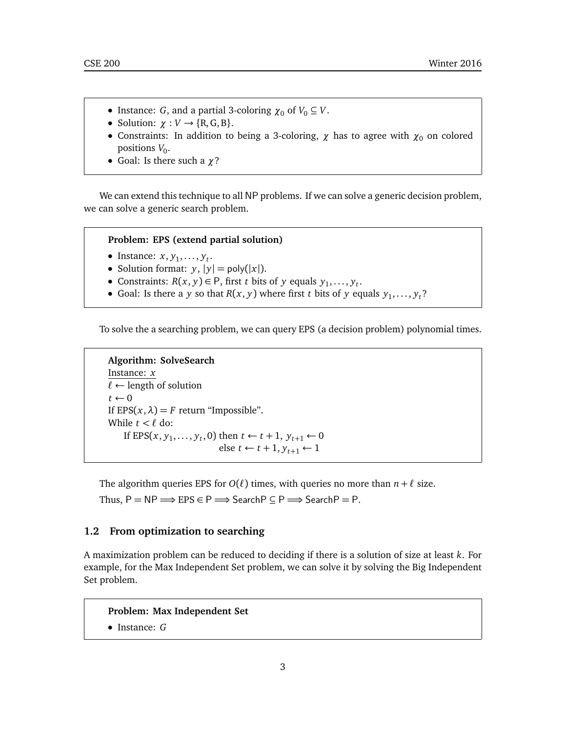- Instance: $G$, and a partial 3-coloring $\chi_0$ of $V_0 \subseteq V$.
- Solution: $\chi : V \to \{R, G, B\}$.
- Constraints: In addition to being a 3-coloring, $\chi$ has to agree with $\chi_0$ on colored positions $V_0$.
- Goal: Is there such a $\chi$?

We can extend this technique to all NP problems. If we can solve a generic decision problem, we can solve a generic search problem.

**Problem: EPS (extend partial solution)**

- Instance: $x, y_1, \ldots, y_t$.
- Solution format: $y$, $|y| = \mathsf{poly}(|x|)$.
- Constraints: $R(x, y) \in \mathsf{P}$, first $t$ bits of $y$ equals $y_1, \ldots, y_t$.
- Goal: Is there a $y$ so that $R(x, y)$ where first $t$ bits of $y$ equals $y_1, \ldots, y_t$?

To solve the a searching problem, we can query EPS (a decision problem) polynomial times.

**Algorithm: SolveSearch**

Instance: $x$

$\ell \leftarrow$ length of solution

$t \leftarrow 0$

If EPS$(x, \lambda) = F$ return "Impossible".

While $t < \ell$ do:

If EPS$(x, y_1, \ldots, y_t, 0)$ then $t \leftarrow t + 1$, $y_{t+1} \leftarrow 0$

else $t \leftarrow t + 1, y_{t+1} \leftarrow 1$

The algorithm queries EPS for $O(\ell)$ times, with queries no more than $n + \ell$ size.

Thus, $\mathsf{P} = \mathsf{NP} \Longrightarrow \text{EPS} \in \mathsf{P} \Longrightarrow \mathsf{SearchP} \subseteq \mathsf{P} \Longrightarrow \mathsf{SearchP} = \mathsf{P}$.

### 1.2 From optimization to searching

A maximization problem can be reduced to deciding if there is a solution of size at least $k$. For example, for the Max Independent Set problem, we can solve it by solving the Big Independent Set problem.

**Problem: Max Independent Set**

- Instance: $G$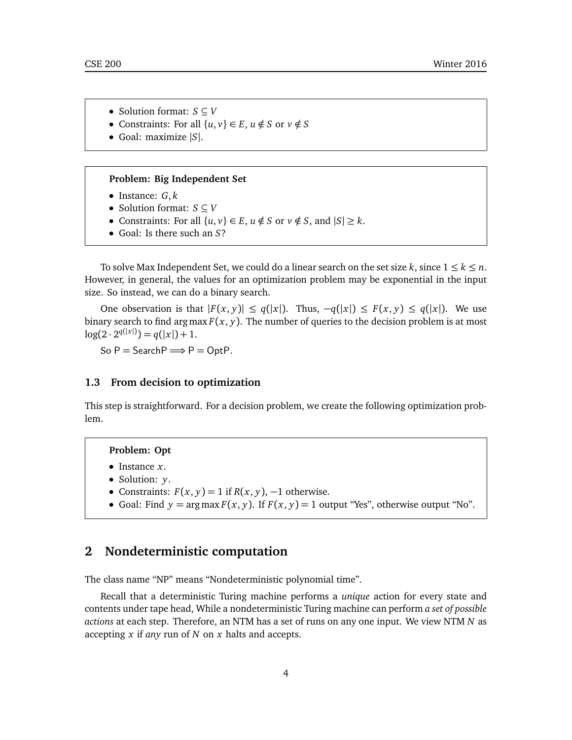- Solution format: $S \subseteq V$
- Constraints: For all $\{u, v\} \in E$, $u \notin S$ or $v \notin S$
- Goal: maximize $|S|$.

**Problem: Big Independent Set**

- Instance: $G, k$
- Solution format: $S \subseteq V$
- Constraints: For all $\{u, v\} \in E$, $u \notin S$ or $v \notin S$, and $|S| \geq k$.
- Goal: Is there such an $S$?

To solve Max Independent Set, we could do a linear search on the set size $k$, since $1 \leq k \leq n$. However, in general, the values for an optimization problem may be exponential in the input size. So instead, we can do a binary search.

One observation is that $|F(x, y)| \leq q(|x|)$. Thus, $-q(|x|) \leq F(x, y) \leq q(|x|)$. We use binary search to find $\arg\max F(x, y)$. The number of queries to the decision problem is at most $\log(2 \cdot 2^{q(|x|)}) = q(|x|) + 1$.

So $\mathsf{P} = \mathsf{SearchP} \implies \mathsf{P} = \mathsf{OptP}$.

### 1.3 From decision to optimization

This step is straightforward. For a decision problem, we create the following optimization problem.

**Problem: Opt**

- Instance $x$.
- Solution: $y$.
- Constraints: $F(x, y) = 1$ if $R(x, y)$, $-1$ otherwise.
- Goal: Find $y = \arg\max F(x, y)$. If $F(x, y) = 1$ output "Yes", otherwise output "No".

## 2 Nondeterministic computation

The class name "NP" means "Nondeterministic polynomial time".

Recall that a deterministic Turing machine performs a *unique* action for every state and contents under tape head, While a nondeterministic Turing machine can perform *a set of possible actions* at each step. Therefore, an NTM has a set of runs on any one input. We view NTM $N$ as accepting $x$ if *any* run of $N$ on $x$ halts and accepts.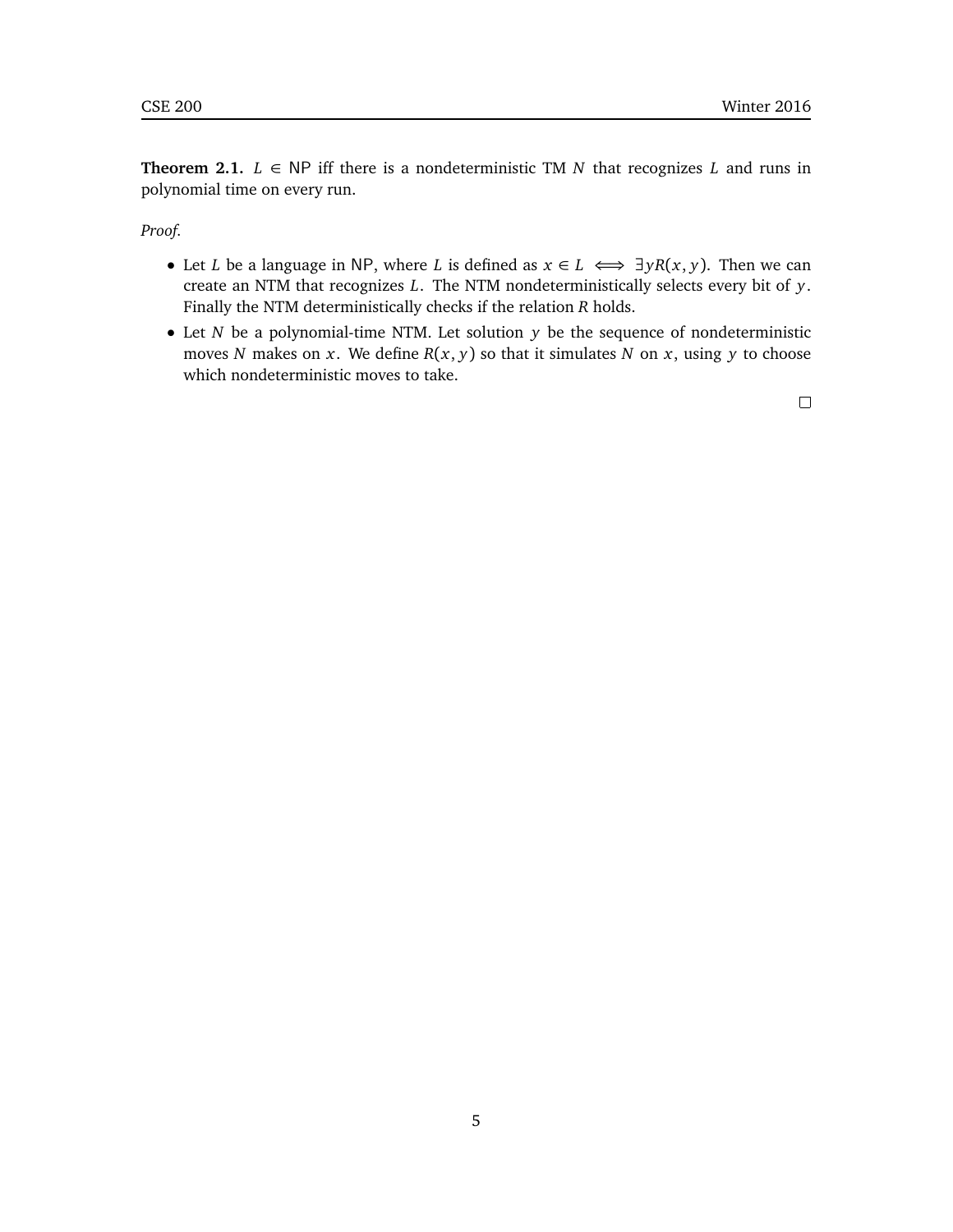**Theorem 2.1.** $L \in \mathsf{NP}$ iff there is a nondeterministic TM $N$ that recognizes $L$ and runs in polynomial time on every run.

*Proof.*

- Let $L$ be a language in NP, where $L$ is defined as $x \in L \iff \exists y R(x, y)$. Then we can create an NTM that recognizes $L$. The NTM nondeterministically selects every bit of $y$. Finally the NTM deterministically checks if the relation $R$ holds.
- Let $N$ be a polynomial-time NTM. Let solution $y$ be the sequence of nondeterministic moves $N$ makes on $x$. We define $R(x, y)$ so that it simulates $N$ on $x$, using $y$ to choose which nondeterministic moves to take.

□